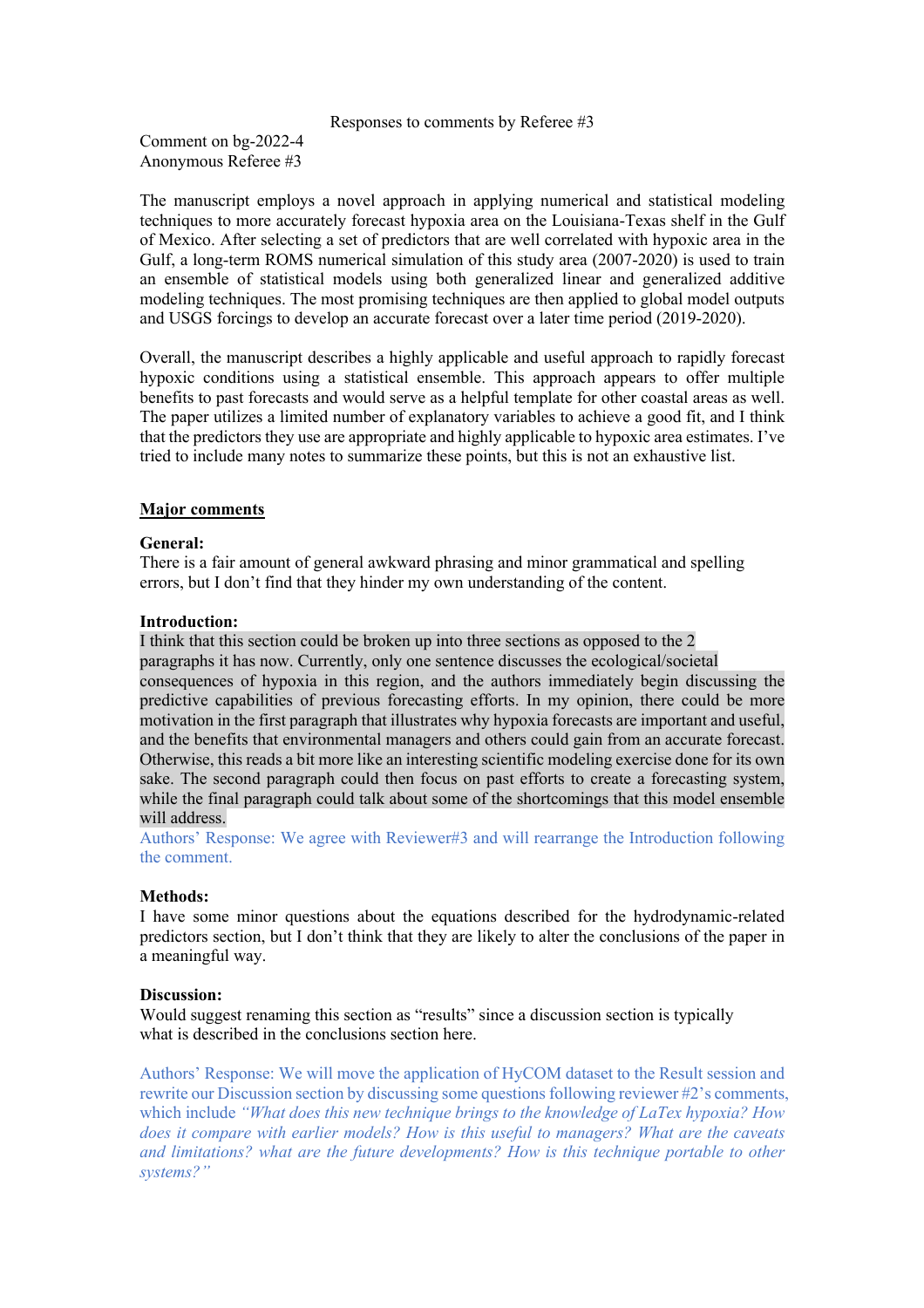Responses to comments by Referee #3

Comment on bg-2022-4
Anonymous Referee #3

The manuscript employs a novel approach in applying numerical and statistical modeling techniques to more accurately forecast hypoxia area on the Louisiana-Texas shelf in the Gulf of Mexico. After selecting a set of predictors that are well correlated with hypoxic area in the Gulf, a long-term ROMS numerical simulation of this study area (2007-2020) is used to train an ensemble of statistical models using both generalized linear and generalized additive modeling techniques. The most promising techniques are then applied to global model outputs and USGS forcings to develop an accurate forecast over a later time period (2019-2020).

Overall, the manuscript describes a highly applicable and useful approach to rapidly forecast hypoxic conditions using a statistical ensemble. This approach appears to offer multiple benefits to past forecasts and would serve as a helpful template for other coastal areas as well. The paper utilizes a limited number of explanatory variables to achieve a good fit, and I think that the predictors they use are appropriate and highly applicable to hypoxic area estimates. I've tried to include many notes to summarize these points, but this is not an exhaustive list.

## Major comments

**General:**
There is a fair amount of general awkward phrasing and minor grammatical and spelling errors, but I don't find that they hinder my own understanding of the content.

**Introduction:**
I think that this section could be broken up into three sections as opposed to the 2 paragraphs it has now. Currently, only one sentence discusses the ecological/societal consequences of hypoxia in this region, and the authors immediately begin discussing the predictive capabilities of previous forecasting efforts. In my opinion, there could be more motivation in the first paragraph that illustrates why hypoxia forecasts are important and useful, and the benefits that environmental managers and others could gain from an accurate forecast. Otherwise, this reads a bit more like an interesting scientific modeling exercise done for its own sake. The second paragraph could then focus on past efforts to create a forecasting system, while the final paragraph could talk about some of the shortcomings that this model ensemble will address.
Authors' Response: We agree with Reviewer#3 and will rearrange the Introduction following the comment.

**Methods:**
I have some minor questions about the equations described for the hydrodynamic-related predictors section, but I don't think that they are likely to alter the conclusions of the paper in a meaningful way.

**Discussion:**
Would suggest renaming this section as "results" since a discussion section is typically what is described in the conclusions section here.

Authors' Response: We will move the application of HyCOM dataset to the Result session and rewrite our Discussion section by discussing some questions following reviewer #2's comments, which include *"What does this new technique brings to the knowledge of LaTex hypoxia? How does it compare with earlier models? How is this useful to managers? What are the caveats and limitations? what are the future developments? How is this technique portable to other systems?"*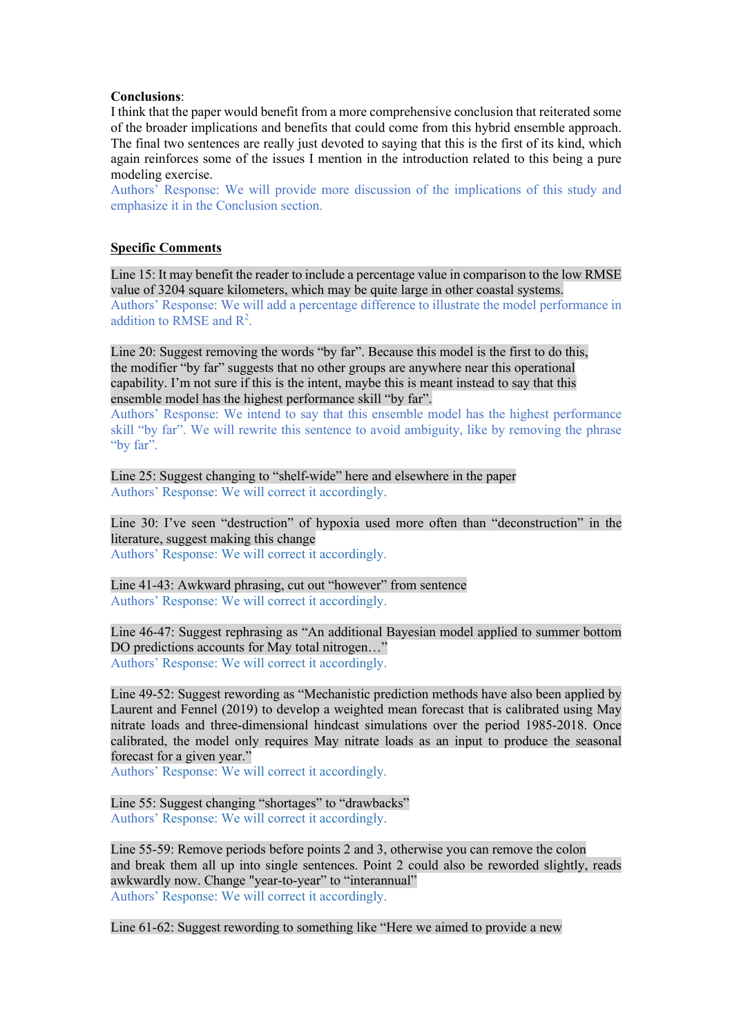**Conclusions**:

I think that the paper would benefit from a more comprehensive conclusion that reiterated some of the broader implications and benefits that could come from this hybrid ensemble approach. The final two sentences are really just devoted to saying that this is the first of its kind, which again reinforces some of the issues I mention in the introduction related to this being a pure modeling exercise.

Authors' Response: We will provide more discussion of the implications of this study and emphasize it in the Conclusion section.

## Specific Comments

Line 15: It may benefit the reader to include a percentage value in comparison to the low RMSE value of 3204 square kilometers, which may be quite large in other coastal systems.

Authors' Response: We will add a percentage difference to illustrate the model performance in addition to RMSE and $R^2$.

Line 20: Suggest removing the words "by far". Because this model is the first to do this, the modifier "by far" suggests that no other groups are anywhere near this operational capability. I'm not sure if this is the intent, maybe this is meant instead to say that this ensemble model has the highest performance skill "by far".

Authors' Response: We intend to say that this ensemble model has the highest performance skill "by far". We will rewrite this sentence to avoid ambiguity, like by removing the phrase "by far".

Line 25: Suggest changing to "shelf-wide" here and elsewhere in the paper

Authors' Response: We will correct it accordingly.

Line 30: I've seen "destruction" of hypoxia used more often than "deconstruction" in the literature, suggest making this change

Authors' Response: We will correct it accordingly.

Line 41-43: Awkward phrasing, cut out "however" from sentence

Authors' Response: We will correct it accordingly.

Line 46-47: Suggest rephrasing as "An additional Bayesian model applied to summer bottom DO predictions accounts for May total nitrogen…"

Authors' Response: We will correct it accordingly.

Line 49-52: Suggest rewording as "Mechanistic prediction methods have also been applied by Laurent and Fennel (2019) to develop a weighted mean forecast that is calibrated using May nitrate loads and three-dimensional hindcast simulations over the period 1985-2018. Once calibrated, the model only requires May nitrate loads as an input to produce the seasonal forecast for a given year."

Authors' Response: We will correct it accordingly.

Line 55: Suggest changing "shortages" to "drawbacks"

Authors' Response: We will correct it accordingly.

Line 55-59: Remove periods before points 2 and 3, otherwise you can remove the colon and break them all up into single sentences. Point 2 could also be reworded slightly, reads awkwardly now. Change "year-to-year" to "interannual"

Authors' Response: We will correct it accordingly.

Line 61-62: Suggest rewording to something like "Here we aimed to provide a new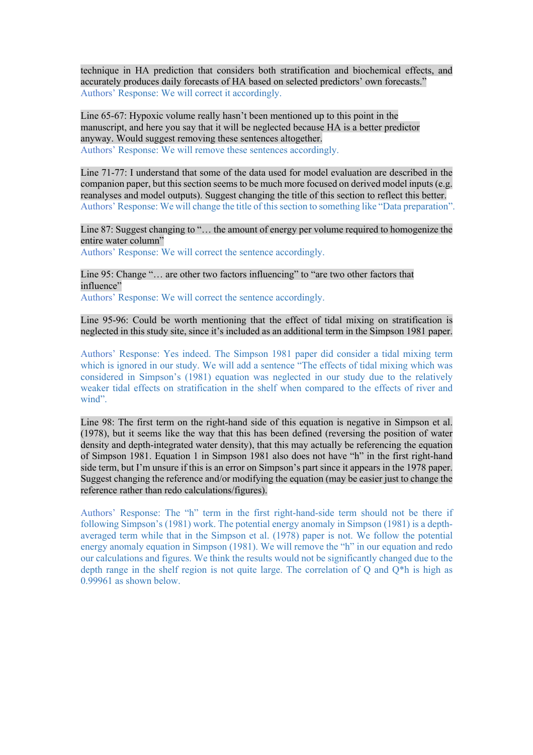technique in HA prediction that considers both stratification and biochemical effects, and accurately produces daily forecasts of HA based on selected predictors' own forecasts."

Authors' Response: We will correct it accordingly.

Line 65-67: Hypoxic volume really hasn't been mentioned up to this point in the manuscript, and here you say that it will be neglected because HA is a better predictor anyway. Would suggest removing these sentences altogether.

Authors' Response: We will remove these sentences accordingly.

Line 71-77: I understand that some of the data used for model evaluation are described in the companion paper, but this section seems to be much more focused on derived model inputs (e.g. reanalyses and model outputs). Suggest changing the title of this section to reflect this better.

Authors' Response: We will change the title of this section to something like "Data preparation".

Line 87: Suggest changing to "… the amount of energy per volume required to homogenize the entire water column"

Authors' Response: We will correct the sentence accordingly.

Line 95: Change "… are other two factors influencing" to "are two other factors that influence"

Authors' Response: We will correct the sentence accordingly.

Line 95-96: Could be worth mentioning that the effect of tidal mixing on stratification is neglected in this study site, since it's included as an additional term in the Simpson 1981 paper.

Authors' Response: Yes indeed. The Simpson 1981 paper did consider a tidal mixing term which is ignored in our study. We will add a sentence "The effects of tidal mixing which was considered in Simpson's (1981) equation was neglected in our study due to the relatively weaker tidal effects on stratification in the shelf when compared to the effects of river and wind".

Line 98: The first term on the right-hand side of this equation is negative in Simpson et al. (1978), but it seems like the way that this has been defined (reversing the position of water density and depth-integrated water density), that this may actually be referencing the equation of Simpson 1981. Equation 1 in Simpson 1981 also does not have "h" in the first right-hand side term, but I'm unsure if this is an error on Simpson's part since it appears in the 1978 paper. Suggest changing the reference and/or modifying the equation (may be easier just to change the reference rather than redo calculations/figures).

Authors' Response: The "h" term in the first right-hand-side term should not be there if following Simpson's (1981) work. The potential energy anomaly in Simpson (1981) is a depth-averaged term while that in the Simpson et al. (1978) paper is not. We follow the potential energy anomaly equation in Simpson (1981). We will remove the "h" in our equation and redo our calculations and figures. We think the results would not be significantly changed due to the depth range in the shelf region is not quite large. The correlation of Q and Q*h is high as 0.99961 as shown below.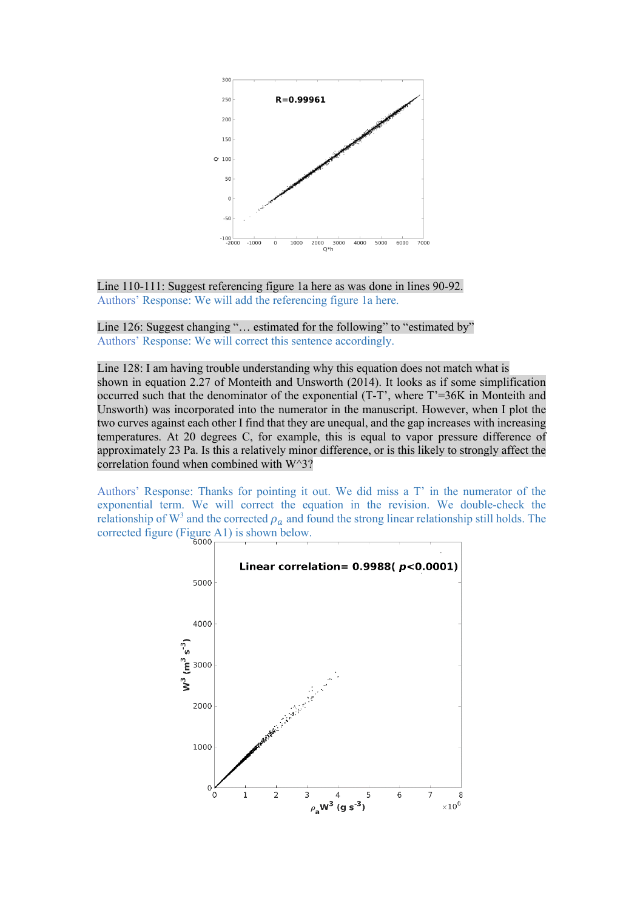Line 110-111: Suggest referencing figure 1a here as was done in lines 90-92.

Authors' Response: We will add the referencing figure 1a here.

Line 126: Suggest changing "… estimated for the following" to "estimated by"

Authors' Response: We will correct this sentence accordingly.

Line 128: I am having trouble understanding why this equation does not match what is shown in equation 2.27 of Monteith and Unsworth (2014). It looks as if some simplification occurred such that the denominator of the exponential (T-T', where T'=36K in Monteith and Unsworth) was incorporated into the numerator in the manuscript. However, when I plot the two curves against each other I find that they are unequal, and the gap increases with increasing temperatures. At 20 degrees C, for example, this is equal to vapor pressure difference of approximately 23 Pa. Is this a relatively minor difference, or is this likely to strongly affect the correlation found when combined with W^3?

Authors' Response: Thanks for pointing it out. We did miss a T' in the numerator of the exponential term. We will correct the equation in the revision. We double-check the relationship of $W^3$ and the corrected $\rho_a$ and found the strong linear relationship still holds. The corrected figure (Figure A1) is shown below.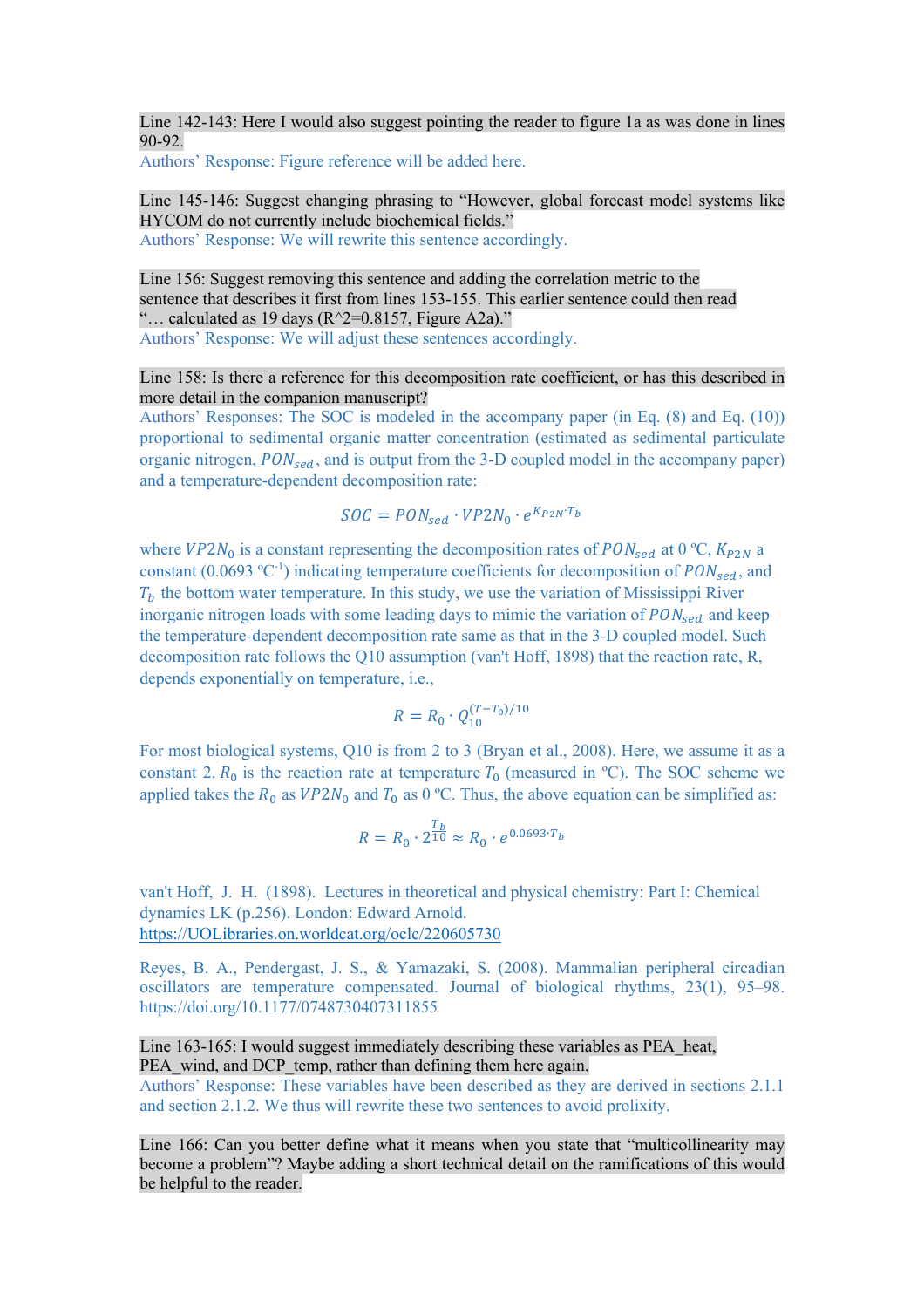Line 142-143: Here I would also suggest pointing the reader to figure 1a as was done in lines 90-92.

Authors' Response: Figure reference will be added here.

Line 145-146: Suggest changing phrasing to "However, global forecast model systems like HYCOM do not currently include biochemical fields."

Authors' Response: We will rewrite this sentence accordingly.

Line 156: Suggest removing this sentence and adding the correlation metric to the sentence that describes it first from lines 153-155. This earlier sentence could then read "… calculated as 19 days (R^2=0.8157, Figure A2a)."

Authors' Response: We will adjust these sentences accordingly.

Line 158: Is there a reference for this decomposition rate coefficient, or has this described in more detail in the companion manuscript?

Authors' Responses: The SOC is modeled in the accompany paper (in Eq. (8) and Eq. (10)) proportional to sedimental organic matter concentration (estimated as sedimental particulate organic nitrogen, $PON_{sed}$, and is output from the 3-D coupled model in the accompany paper) and a temperature-dependent decomposition rate:

$$SOC = PON_{sed} \cdot VP2N_0 \cdot e^{K_{P2N} \cdot T_b}$$

where $VP2N_0$ is a constant representing the decomposition rates of $PON_{sed}$ at 0 ºC, $K_{P2N}$ a constant (0.0693 ºC$^{-1}$) indicating temperature coefficients for decomposition of $PON_{sed}$, and $T_b$ the bottom water temperature. In this study, we use the variation of Mississippi River inorganic nitrogen loads with some leading days to mimic the variation of $PON_{sed}$ and keep the temperature-dependent decomposition rate same as that in the 3-D coupled model. Such decomposition rate follows the Q10 assumption (van't Hoff, 1898) that the reaction rate, R, depends exponentially on temperature, i.e.,

$$R = R_0 \cdot Q_{10}^{(T-T_0)/10}$$

For most biological systems, Q10 is from 2 to 3 (Bryan et al., 2008). Here, we assume it as a constant 2. $R_0$ is the reaction rate at temperature $T_0$ (measured in ºC). The SOC scheme we applied takes the $R_0$ as $VP2N_0$ and $T_0$ as 0 ºC. Thus, the above equation can be simplified as:

$$R = R_0 \cdot 2^{\frac{T_b}{10}} \approx R_0 \cdot e^{0.0693 \cdot T_b}$$

van't Hoff, J. H. (1898). Lectures in theoretical and physical chemistry: Part I: Chemical dynamics LK (p.256). London: Edward Arnold. https://UOLibraries.on.worldcat.org/oclc/220605730

Reyes, B. A., Pendergast, J. S., & Yamazaki, S. (2008). Mammalian peripheral circadian oscillators are temperature compensated. Journal of biological rhythms, 23(1), 95–98. https://doi.org/10.1177/0748730407311855

Line 163-165: I would suggest immediately describing these variables as PEA_heat, PEA_wind, and DCP_temp, rather than defining them here again.

Authors' Response: These variables have been described as they are derived in sections 2.1.1 and section 2.1.2. We thus will rewrite these two sentences to avoid prolixity.

Line 166: Can you better define what it means when you state that "multicollinearity may become a problem"? Maybe adding a short technical detail on the ramifications of this would be helpful to the reader.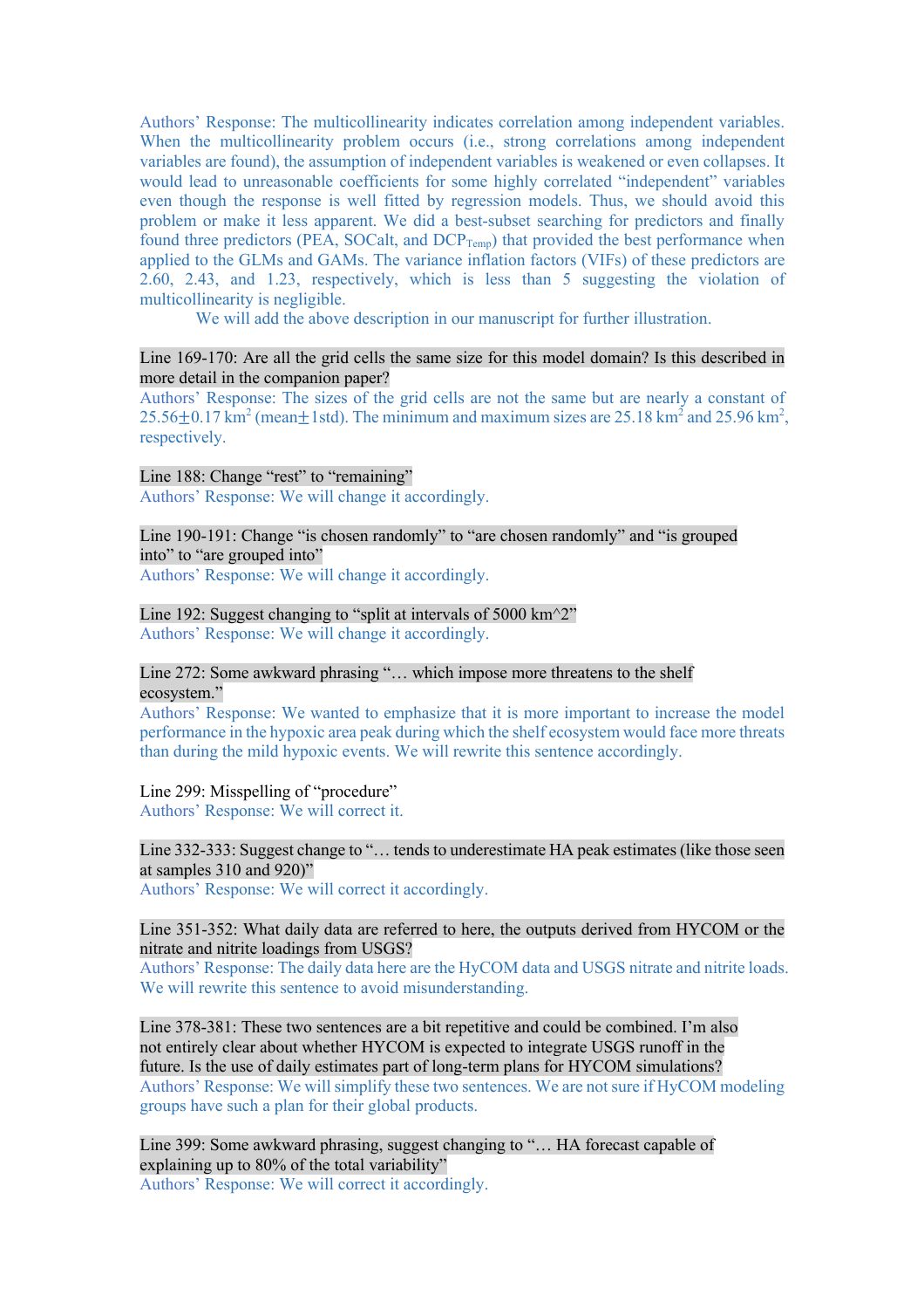Authors' Response: The multicollinearity indicates correlation among independent variables. When the multicollinearity problem occurs (i.e., strong correlations among independent variables are found), the assumption of independent variables is weakened or even collapses. It would lead to unreasonable coefficients for some highly correlated "independent" variables even though the response is well fitted by regression models. Thus, we should avoid this problem or make it less apparent. We did a best-subset searching for predictors and finally found three predictors (PEA, SOCalt, and $DCP_{Temp}$) that provided the best performance when applied to the GLMs and GAMs. The variance inflation factors (VIFs) of these predictors are 2.60, 2.43, and 1.23, respectively, which is less than 5 suggesting the violation of multicollinearity is negligible.

We will add the above description in our manuscript for further illustration.

Line 169-170: Are all the grid cells the same size for this model domain? Is this described in more detail in the companion paper?

Authors' Response: The sizes of the grid cells are not the same but are nearly a constant of $25.56\pm0.17$ km$^2$ (mean$\pm$1std). The minimum and maximum sizes are 25.18 km$^2$ and 25.96 km$^2$, respectively.

Line 188: Change "rest" to "remaining"

Authors' Response: We will change it accordingly.

Line 190-191: Change "is chosen randomly" to "are chosen randomly" and "is grouped into" to "are grouped into"

Authors' Response: We will change it accordingly.

Line 192: Suggest changing to "split at intervals of 5000 km^2"

Authors' Response: We will change it accordingly.

Line 272: Some awkward phrasing "… which impose more threatens to the shelf ecosystem."

Authors' Response: We wanted to emphasize that it is more important to increase the model performance in the hypoxic area peak during which the shelf ecosystem would face more threats than during the mild hypoxic events. We will rewrite this sentence accordingly.

Line 299: Misspelling of "procedure"

Authors' Response: We will correct it.

Line 332-333: Suggest change to "… tends to underestimate HA peak estimates (like those seen at samples 310 and 920)"

Authors' Response: We will correct it accordingly.

Line 351-352: What daily data are referred to here, the outputs derived from HYCOM or the nitrate and nitrite loadings from USGS?

Authors' Response: The daily data here are the HyCOM data and USGS nitrate and nitrite loads. We will rewrite this sentence to avoid misunderstanding.

Line 378-381: These two sentences are a bit repetitive and could be combined. I'm also not entirely clear about whether HYCOM is expected to integrate USGS runoff in the future. Is the use of daily estimates part of long-term plans for HYCOM simulations?

Authors' Response: We will simplify these two sentences. We are not sure if HyCOM modeling groups have such a plan for their global products.

Line 399: Some awkward phrasing, suggest changing to "… HA forecast capable of explaining up to 80% of the total variability"

Authors' Response: We will correct it accordingly.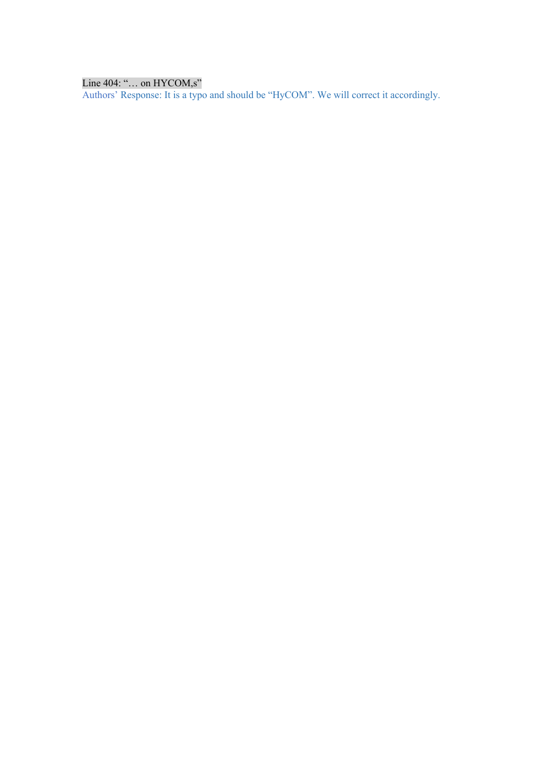Line 404: "… on HYCOM,s"

Authors' Response: It is a typo and should be "HyCOM". We will correct it accordingly.